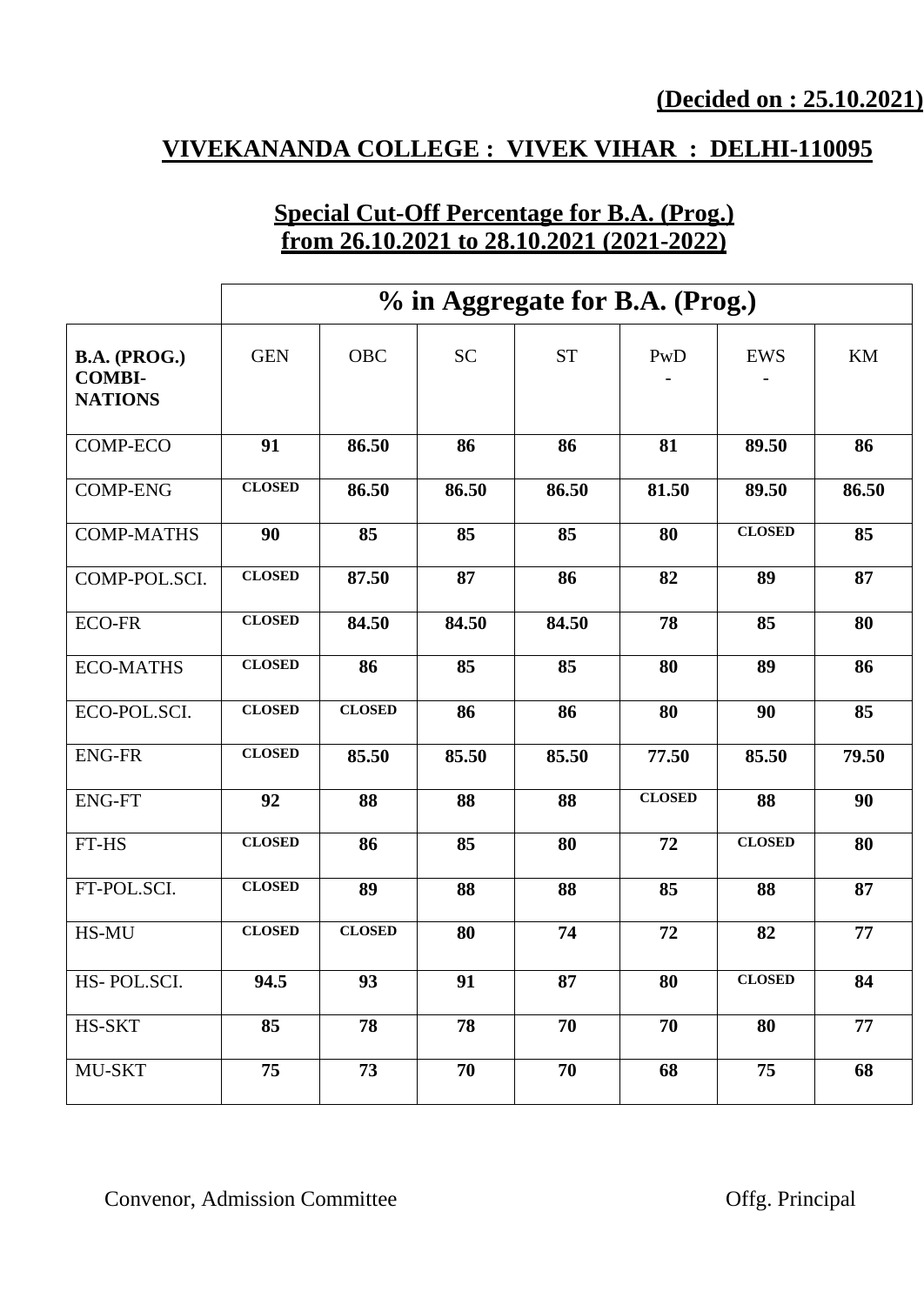**(Decided on : 25.10.2021)**

# VIVEKANANDA COLLEGE : VIVEK VIHAR : DELHI-110095

## Special Cut-Off Percentage for B.A. (Prog.) from 26.10.2021 to 28.10.2021 (2021-2022)

| | % in Aggregate for B.A. (Prog.) | | | | | | |
|---|---|---|---|---|---|---|---|
| **B.A. (PROG.) COMBI-NATIONS** | GEN | OBC | SC | ST | PwD - | EWS - | KM |
| COMP-ECO | **91** | **86.50** | **86** | **86** | **81** | **89.50** | **86** |
| COMP-ENG | **CLOSED** | **86.50** | **86.50** | **86.50** | **81.50** | **89.50** | **86.50** |
| COMP-MATHS | **90** | **85** | **85** | **85** | **80** | **CLOSED** | **85** |
| COMP-POL.SCI. | **CLOSED** | **87.50** | **87** | **86** | **82** | **89** | **87** |
| ECO-FR | **CLOSED** | **84.50** | **84.50** | **84.50** | **78** | **85** | **80** |
| ECO-MATHS | **CLOSED** | **86** | **85** | **85** | **80** | **89** | **86** |
| ECO-POL.SCI. | **CLOSED** | **CLOSED** | **86** | **86** | **80** | **90** | **85** |
| ENG-FR | **CLOSED** | **85.50** | **85.50** | **85.50** | **77.50** | **85.50** | **79.50** |
| ENG-FT | **92** | **88** | **88** | **88** | **CLOSED** | **88** | **90** |
| FT-HS | **CLOSED** | **86** | **85** | **80** | **72** | **CLOSED** | **80** |
| FT-POL.SCI. | **CLOSED** | **89** | **88** | **88** | **85** | **88** | **87** |
| HS-MU | **CLOSED** | **CLOSED** | **80** | **74** | **72** | **82** | **77** |
| HS- POL.SCI. | **94.5** | **93** | **91** | **87** | **80** | **CLOSED** | **84** |
| HS-SKT | **85** | **78** | **78** | **70** | **70** | **80** | **77** |
| MU-SKT | **75** | **73** | **70** | **70** | **68** | **75** | **68** |

Convenor, Admission Committee

Offg. Principal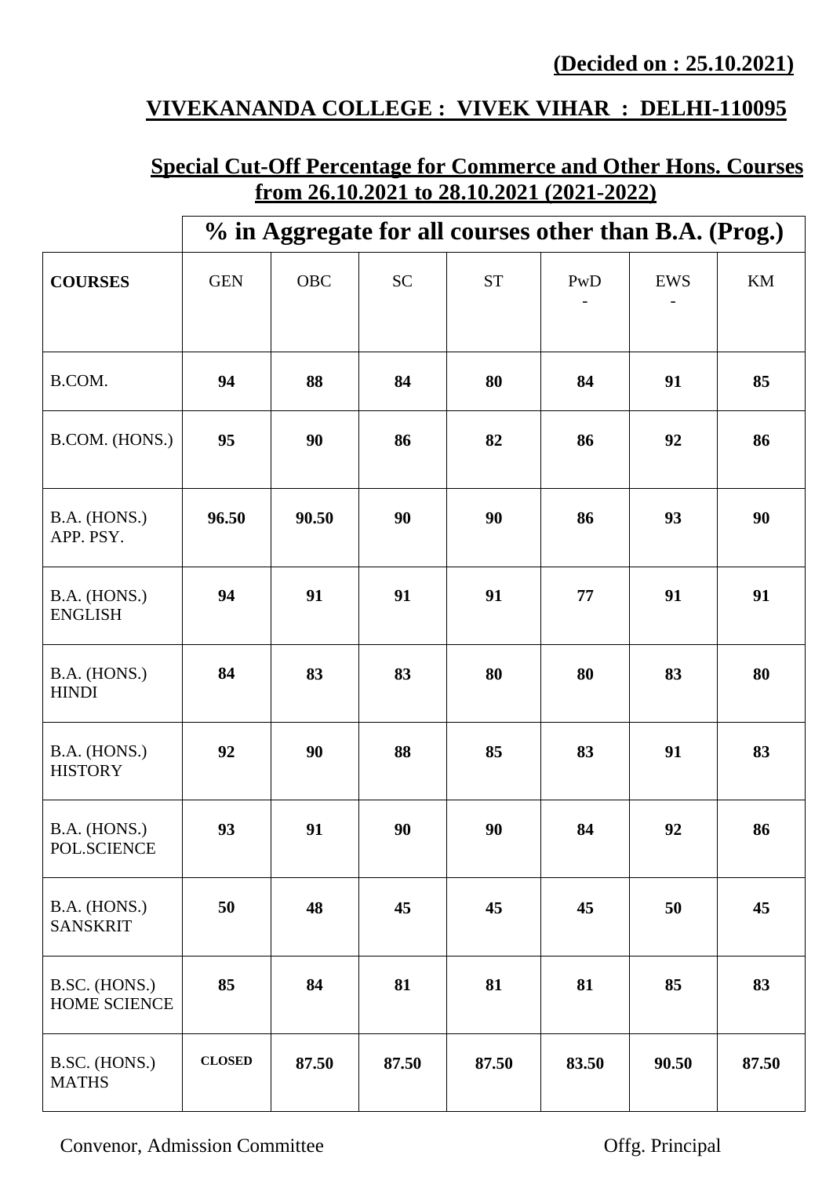**(Decided on : 25.10.2021)**

## VIVEKANANDA COLLEGE : VIVEK VIHAR : DELHI-110095

### Special Cut-Off Percentage for Commerce and Other Hons. Courses from 26.10.2021 to 28.10.2021 (2021-2022)

| | % in Aggregate for all courses other than B.A. (Prog.) | | | | | | |
|---|---|---|---|---|---|---|---|
| **COURSES** | GEN | OBC | SC | ST | PwD - | EWS - | KM |
| B.COM. | **94** | **88** | **84** | **80** | **84** | **91** | **85** |
| B.COM. (HONS.) | **95** | **90** | **86** | **82** | **86** | **92** | **86** |
| B.A. (HONS.) APP. PSY. | **96.50** | **90.50** | **90** | **90** | **86** | **93** | **90** |
| B.A. (HONS.) ENGLISH | **94** | **91** | **91** | **91** | **77** | **91** | **91** |
| B.A. (HONS.) HINDI | **84** | **83** | **83** | **80** | **80** | **83** | **80** |
| B.A. (HONS.) HISTORY | **92** | **90** | **88** | **85** | **83** | **91** | **83** |
| B.A. (HONS.) POL.SCIENCE | **93** | **91** | **90** | **90** | **84** | **92** | **86** |
| B.A. (HONS.) SANSKRIT | **50** | **48** | **45** | **45** | **45** | **50** | **45** |
| B.SC. (HONS.) HOME SCIENCE | **85** | **84** | **81** | **81** | **81** | **85** | **83** |
| B.SC. (HONS.) MATHS | **CLOSED** | **87.50** | **87.50** | **87.50** | **83.50** | **90.50** | **87.50** |

Convenor, Admission Committee

Offg. Principal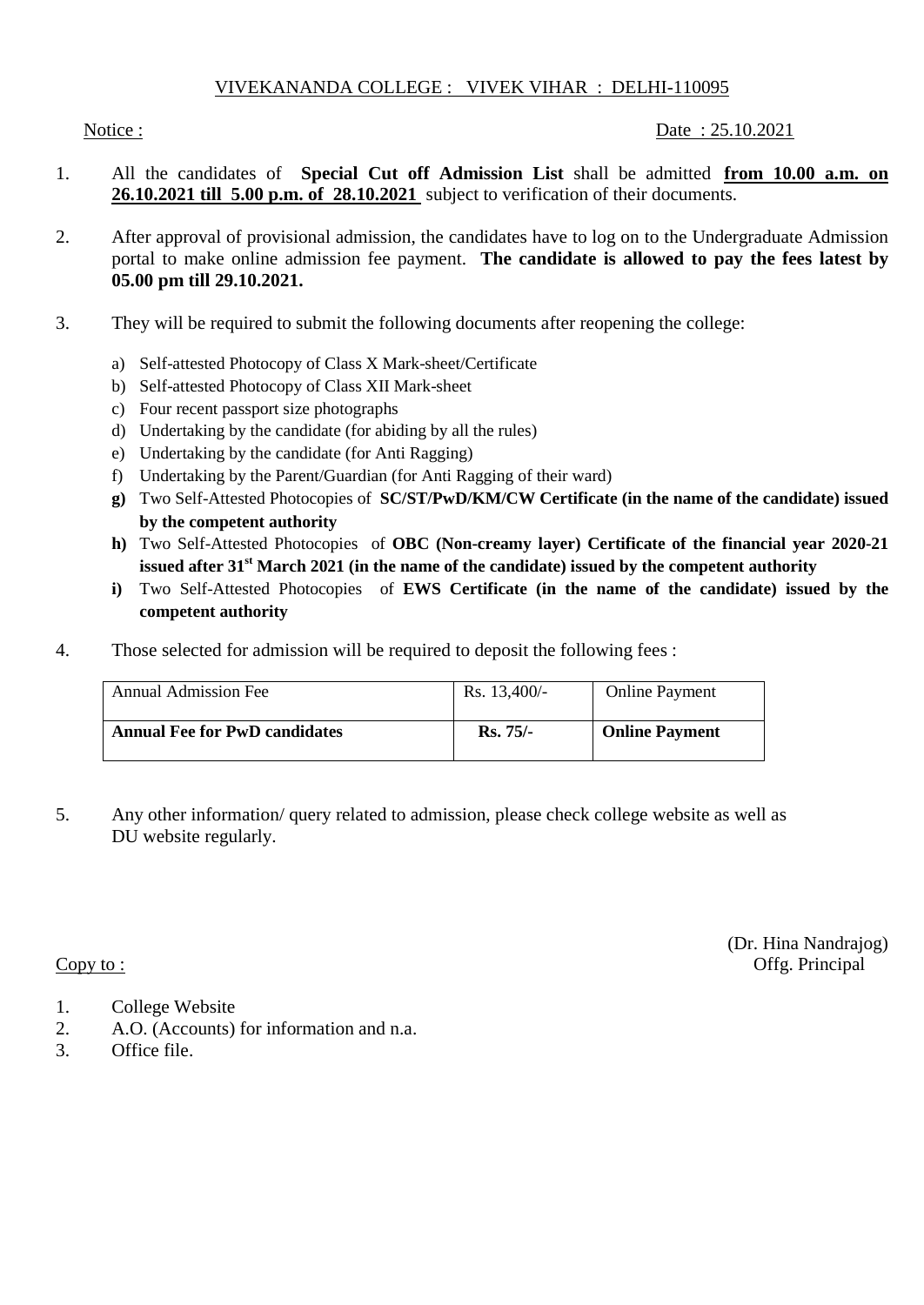VIVEKANANDA COLLEGE : VIVEK VIHAR : DELHI-110095

Notice : Date : 25.10.2021

1. All the candidates of **Special Cut off Admission List** shall be admitted **from 10.00 a.m. on 26.10.2021 till 5.00 p.m. of 28.10.2021** subject to verification of their documents.

2. After approval of provisional admission, the candidates have to log on to the Undergraduate Admission portal to make online admission fee payment. **The candidate is allowed to pay the fees latest by 05.00 pm till 29.10.2021.**

3. They will be required to submit the following documents after reopening the college:

   a) Self-attested Photocopy of Class X Mark-sheet/Certificate
   b) Self-attested Photocopy of Class XII Mark-sheet
   c) Four recent passport size photographs
   d) Undertaking by the candidate (for abiding by all the rules)
   e) Undertaking by the candidate (for Anti Ragging)
   f) Undertaking by the Parent/Guardian (for Anti Ragging of their ward)
   **g)** Two Self-Attested Photocopies of **SC/ST/PwD/KM/CW Certificate (in the name of the candidate) issued by the competent authority**
   **h)** Two Self-Attested Photocopies of **OBC (Non-creamy layer) Certificate of the financial year 2020-21 issued after 31st March 2021 (in the name of the candidate) issued by the competent authority**
   **i)** Two Self-Attested Photocopies of **EWS Certificate (in the name of the candidate) issued by the competent authority**

4. Those selected for admission will be required to deposit the following fees :

| | | |
|---|---|---|
| Annual Admission Fee | Rs. 13,400/- | Online Payment |
| **Annual Fee for PwD candidates** | **Rs. 75/-** | **Online Payment** |

5. Any other information/ query related to admission, please check college website as well as DU website regularly.

(Dr. Hina Nandrajog)
Offg. Principal

Copy to :

1. College Website
2. A.O. (Accounts) for information and n.a.
3. Office file.